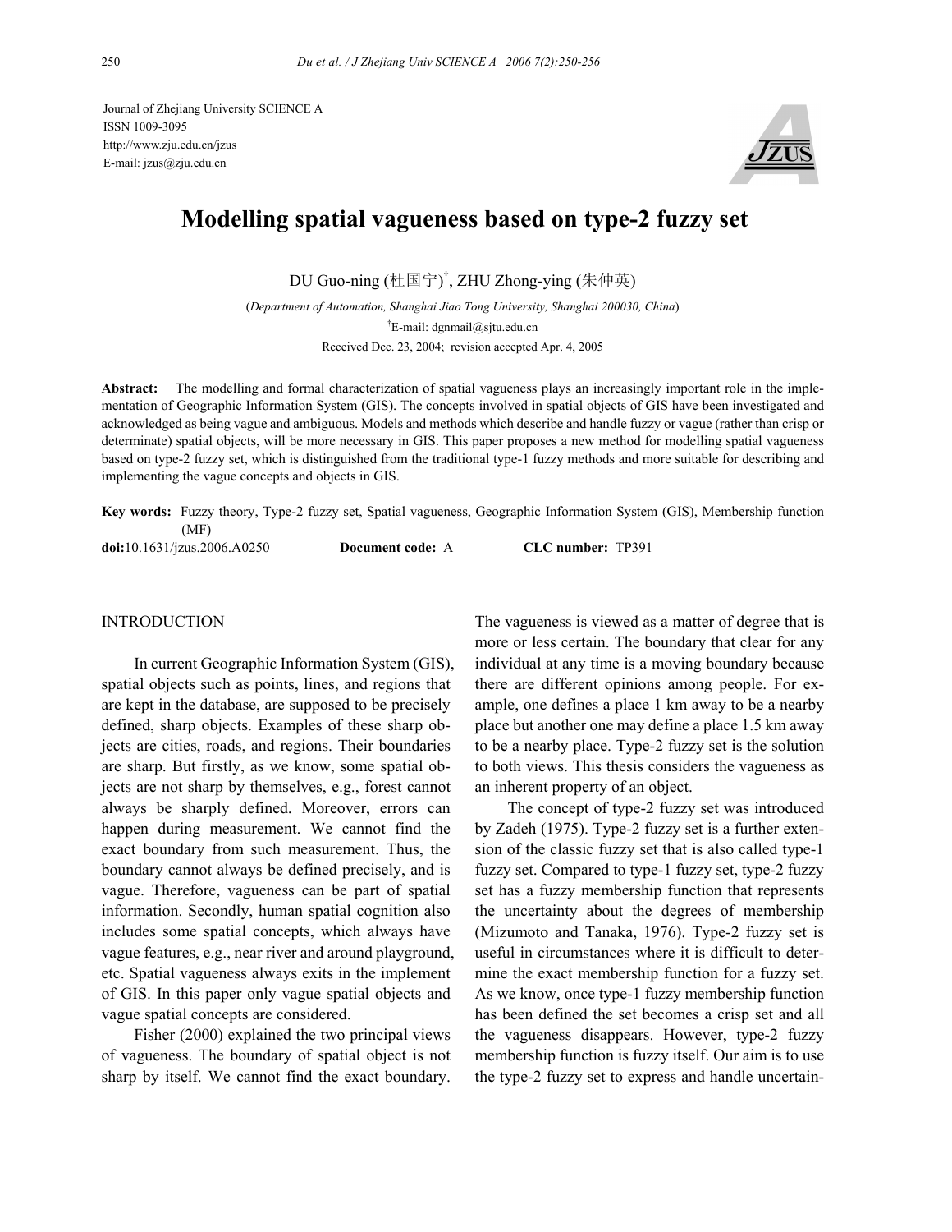Journal of Zhejiang University SCIENCE A
ISSN 1009-3095
http://www.zju.edu.cn/jzus
E-mail: jzus@zju.edu.cn

# Modelling spatial vagueness based on type-2 fuzzy set

DU Guo-ning (杜国宁)[†], ZHU Zhong-ying (朱仲英)

(*Department of Automation, Shanghai Jiao Tong University, Shanghai 200030, China*)

[†]E-mail: dgnmail@sjtu.edu.cn

Received Dec. 23, 2004; revision accepted Apr. 4, 2005

**Abstract:** The modelling and formal characterization of spatial vagueness plays an increasingly important role in the implementation of Geographic Information System (GIS). The concepts involved in spatial objects of GIS have been investigated and acknowledged as being vague and ambiguous. Models and methods which describe and handle fuzzy or vague (rather than crisp or determinate) spatial objects, will be more necessary in GIS. This paper proposes a new method for modelling spatial vagueness based on type-2 fuzzy set, which is distinguished from the traditional type-1 fuzzy methods and more suitable for describing and implementing the vague concepts and objects in GIS.

**Key words:** Fuzzy theory, Type-2 fuzzy set, Spatial vagueness, Geographic Information System (GIS), Membership function (MF)

**doi:**10.1631/jzus.2006.A0250 **Document code:** A **CLC number:** TP391

## INTRODUCTION

In current Geographic Information System (GIS), spatial objects such as points, lines, and regions that are kept in the database, are supposed to be precisely defined, sharp objects. Examples of these sharp objects are cities, roads, and regions. Their boundaries are sharp. But firstly, as we know, some spatial objects are not sharp by themselves, e.g., forest cannot always be sharply defined. Moreover, errors can happen during measurement. We cannot find the exact boundary from such measurement. Thus, the boundary cannot always be defined precisely, and is vague. Therefore, vagueness can be part of spatial information. Secondly, human spatial cognition also includes some spatial concepts, which always have vague features, e.g., near river and around playground, etc. Spatial vagueness always exits in the implement of GIS. In this paper only vague spatial objects and vague spatial concepts are considered.

Fisher (2000) explained the two principal views of vagueness. The boundary of spatial object is not sharp by itself. We cannot find the exact boundary. The vagueness is viewed as a matter of degree that is more or less certain. The boundary that clear for any individual at any time is a moving boundary because there are different opinions among people. For example, one defines a place 1 km away to be a nearby place but another one may define a place 1.5 km away to be a nearby place. Type-2 fuzzy set is the solution to both views. This thesis considers the vagueness as an inherent property of an object.

The concept of type-2 fuzzy set was introduced by Zadeh (1975). Type-2 fuzzy set is a further extension of the classic fuzzy set that is also called type-1 fuzzy set. Compared to type-1 fuzzy set, type-2 fuzzy set has a fuzzy membership function that represents the uncertainty about the degrees of membership (Mizumoto and Tanaka, 1976). Type-2 fuzzy set is useful in circumstances where it is difficult to determine the exact membership function for a fuzzy set. As we know, once type-1 fuzzy membership function has been defined the set becomes a crisp set and all the vagueness disappears. However, type-2 fuzzy membership function is fuzzy itself. Our aim is to use the type-2 fuzzy set to express and handle uncertain-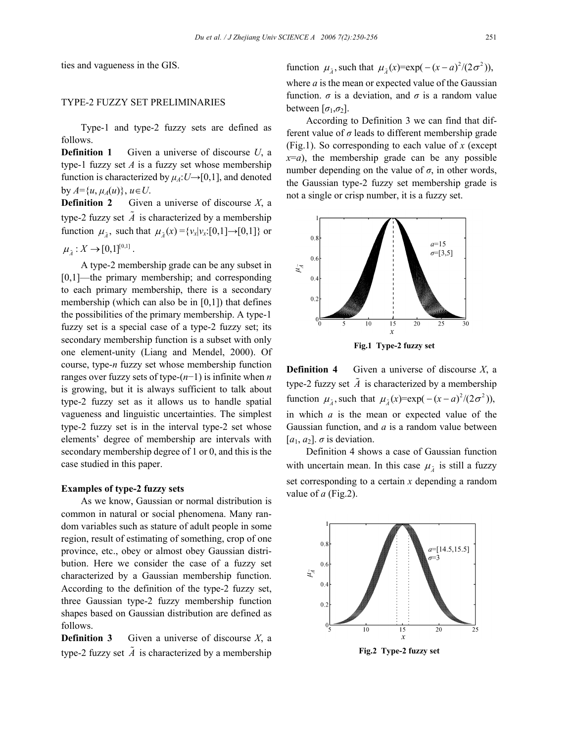ties and vagueness in the GIS.

## TYPE-2 FUZZY SET PRELIMINARIES

Type-1 and type-2 fuzzy sets are defined as follows.

**Definition 1** Given a universe of discourse $U$, a type-1 fuzzy set $A$ is a fuzzy set whose membership function is characterized by $\mu_A$:$U$→[0,1], and denoted by $A=\{u, \mu_A(u)\}$, $u\in U$.

**Definition 2** Given a universe of discourse $X$, a type-2 fuzzy set $\tilde{A}$ is characterized by a membership function $\mu_{\tilde{A}}$, such that $\mu_{\tilde{A}}(x)=\{v_x|v_x:[0,1]\rightarrow[0,1]\}$ or $\mu_{\tilde{A}}: X\rightarrow[0,1]^{[0,1]}$.

A type-2 membership grade can be any subset in [0,1]—the primary membership; and corresponding to each primary membership, there is a secondary membership (which can also be in [0,1]) that defines the possibilities of the primary membership. A type-1 fuzzy set is a special case of a type-2 fuzzy set; its secondary membership function is a subset with only one element-unity (Liang and Mendel, 2000). Of course, type-$n$ fuzzy set whose membership function ranges over fuzzy sets of type-($n$−1) is infinite when $n$ is growing, but it is always sufficient to talk about type-2 fuzzy set as it allows us to handle spatial vagueness and linguistic uncertainties. The simplest type-2 fuzzy set is in the interval type-2 set whose elements' degree of membership are intervals with secondary membership degree of 1 or 0, and this is the case studied in this paper.

### Examples of type-2 fuzzy sets

As we know, Gaussian or normal distribution is common in natural or social phenomena. Many random variables such as stature of adult people in some region, result of estimating of something, crop of one province, etc., obey or almost obey Gaussian distribution. Here we consider the case of a fuzzy set characterized by a Gaussian membership function. According to the definition of the type-2 fuzzy set, three Gaussian type-2 fuzzy membership function shapes based on Gaussian distribution are defined as follows.

**Definition 3** Given a universe of discourse $X$, a type-2 fuzzy set $\tilde{A}$ is characterized by a membership function $\mu_{\tilde{A}}$, such that $\mu_{\tilde{A}}(x)=\exp(-(x-a)^2/(2\sigma^2))$, where $a$ is the mean or expected value of the Gaussian function. $\sigma$ is a deviation, and $\sigma$ is a random value between $[\sigma_1,\sigma_2]$.

According to Definition 3 we can find that different value of $\sigma$ leads to different membership grade (Fig.1). So corresponding to each value of $x$ (except $x=a$), the membership grade can be any possible number depending on the value of $\sigma$, in other words, the Gaussian type-2 fuzzy set membership grade is not a single or crisp number, it is a fuzzy set.

**Fig.1 Type-2 fuzzy set**

**Definition 4** Given a universe of discourse $X$, a type-2 fuzzy set $\tilde{A}$ is characterized by a membership function $\mu_{\tilde{A}}$, such that $\mu_{\tilde{A}}(x)=\exp(-(x-a)^2/(2\sigma^2))$, in which $a$ is the mean or expected value of the Gaussian function, and $a$ is a random value between $[a_1, a_2]$. $\sigma$ is deviation.

Definition 4 shows a case of Gaussian function with uncertain mean. In this case $\mu_{\tilde{A}}$ is still a fuzzy set corresponding to a certain $x$ depending a random value of $a$ (Fig.2).

**Fig.2 Type-2 fuzzy set**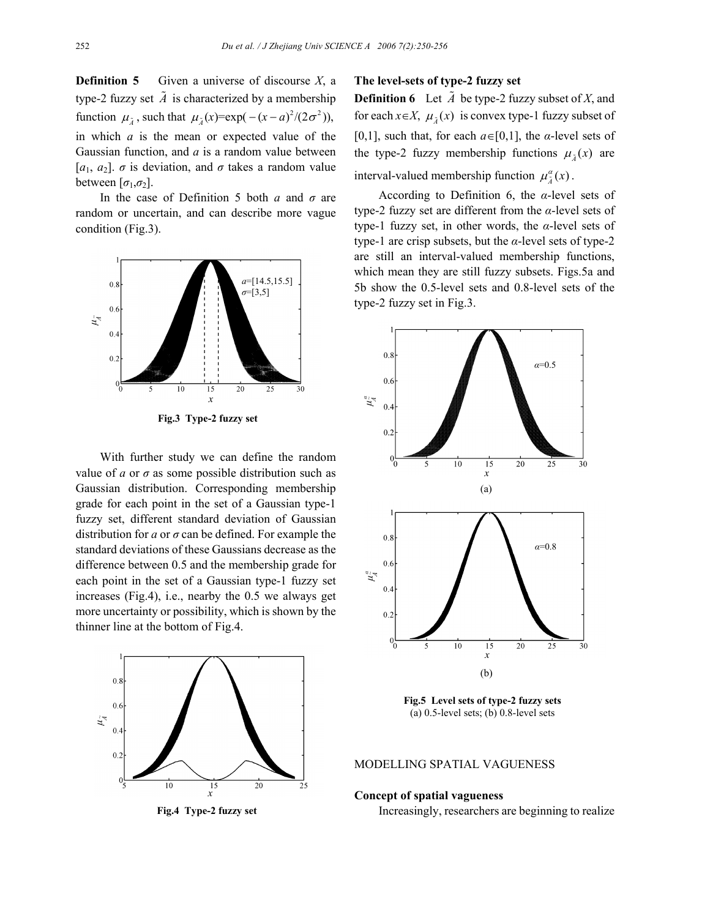**Definition 5** Given a universe of discourse $X$, a type-2 fuzzy set $\tilde{A}$ is characterized by a membership function $\mu_{\tilde{A}}$, such that $\mu_{\tilde{A}}(x)=\exp(-(x-a)^2/(2\sigma^2))$, in which $a$ is the mean or expected value of the Gaussian function, and $a$ is a random value between $[a_1, a_2]$. $\sigma$ is deviation, and $\sigma$ takes a random value between $[\sigma_1,\sigma_2]$.

In the case of Definition 5 both $a$ and $\sigma$ are random or uncertain, and can describe more vague condition (Fig.3).

**Fig.3 Type-2 fuzzy set**

With further study we can define the random value of $a$ or $\sigma$ as some possible distribution such as Gaussian distribution. Corresponding membership grade for each point in the set of a Gaussian type-1 fuzzy set, different standard deviation of Gaussian distribution for $a$ or $\sigma$ can be defined. For example the standard deviations of these Gaussians decrease as the difference between 0.5 and the membership grade for each point in the set of a Gaussian type-1 fuzzy set increases (Fig.4), i.e., nearby the 0.5 we always get more uncertainty or possibility, which is shown by the thinner line at the bottom of Fig.4.

**Fig.4 Type-2 fuzzy set**

### The level-sets of type-2 fuzzy set

**Definition 6** Let $\tilde{A}$ be type-2 fuzzy subset of $X$, and for each $x\in X$, $\mu_{\tilde{A}}(x)$ is convex type-1 fuzzy subset of [0,1], such that, for each $a\in[0,1]$, the $\alpha$-level sets of the type-2 fuzzy membership functions $\mu_{\tilde{A}}(x)$ are interval-valued membership function $\mu^{\alpha}_{\tilde{A}}(x)$.

According to Definition 6, the $\alpha$-level sets of type-2 fuzzy set are different from the $\alpha$-level sets of type-1 fuzzy set, in other words, the $\alpha$-level sets of type-1 are crisp subsets, but the $\alpha$-level sets of type-2 are still an interval-valued membership functions, which mean they are still fuzzy subsets. Figs.5a and 5b show the 0.5-level sets and 0.8-level sets of the type-2 fuzzy set in Fig.3.

**Fig.5 Level sets of type-2 fuzzy sets**
(a) 0.5-level sets; (b) 0.8-level sets

## MODELLING SPATIAL VAGUENESS

### Concept of spatial vagueness

Increasingly, researchers are beginning to realize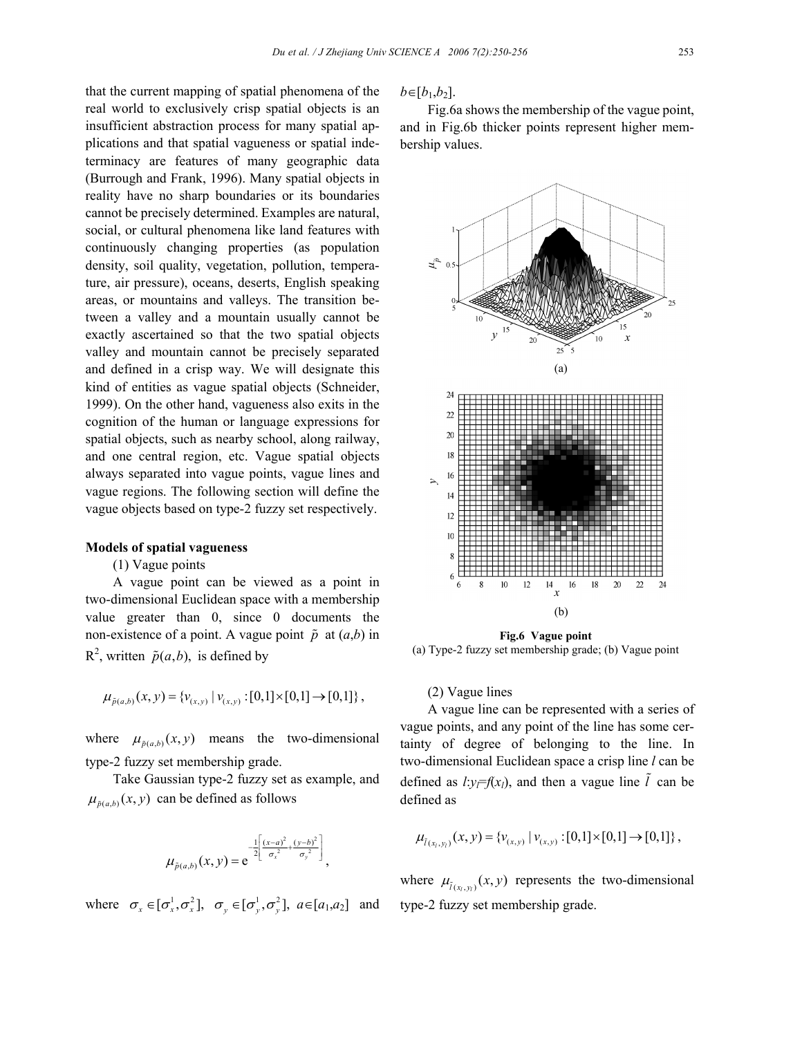that the current mapping of spatial phenomena of the real world to exclusively crisp spatial objects is an insufficient abstraction process for many spatial applications and that spatial vagueness or spatial indeterminacy are features of many geographic data (Burrough and Frank, 1996). Many spatial objects in reality have no sharp boundaries or its boundaries cannot be precisely determined. Examples are natural, social, or cultural phenomena like land features with continuously changing properties (as population density, soil quality, vegetation, pollution, temperature, air pressure), oceans, deserts, English speaking areas, or mountains and valleys. The transition between a valley and a mountain usually cannot be exactly ascertained so that the two spatial objects valley and mountain cannot be precisely separated and defined in a crisp way. We will designate this kind of entities as vague spatial objects (Schneider, 1999). On the other hand, vagueness also exits in the cognition of the human or language expressions for spatial objects, such as nearby school, along railway, and one central region, etc. Vague spatial objects always separated into vague points, vague lines and vague regions. The following section will define the vague objects based on type-2 fuzzy set respectively.

**Models of spatial vagueness**

(1) Vague points

A vague point can be viewed as a point in two-dimensional Euclidean space with a membership value greater than 0, since 0 documents the non-existence of a point. A vague point $\tilde{p}$ at $(a,b)$ in $R^2$, written $\tilde{p}(a,b)$, is defined by

$$\mu_{\tilde{p}(a,b)}(x,y)=\{v_{(x,y)} \mid v_{(x,y)}:[0,1]\times[0,1]\rightarrow[0,1]\},$$

where $\mu_{\tilde{p}(a,b)}(x,y)$ means the two-dimensional type-2 fuzzy set membership grade.

Take Gaussian type-2 fuzzy set as example, and $\mu_{\tilde{p}(a,b)}(x,y)$ can be defined as follows

$$\mu_{\tilde{p}(a,b)}(x,y)=\mathrm{e}^{-\frac{1}{2}\left[\frac{(x-a)^2}{\sigma_x^2}+\frac{(y-b)^2}{\sigma_y^2}\right]},$$

where $\sigma_x\in[\sigma_x^1,\sigma_x^2]$, $\sigma_y\in[\sigma_y^1,\sigma_y^2]$, $a\in[a_1,a_2]$ and $b\in[b_1,b_2]$.

Fig.6a shows the membership of the vague point, and in Fig.6b thicker points represent higher membership values.

**Fig.6 Vague point**
(a) Type-2 fuzzy set membership grade; (b) Vague point

(2) Vague lines

A vague line can be represented with a series of vague points, and any point of the line has some certainty of degree of belonging to the line. In two-dimensional Euclidean space a crisp line $l$ can be defined as $l$:$y_l$=$f(x_l)$, and then a vague line $\tilde{l}$ can be defined as

$$\mu_{\tilde{l}(x_l,y_l)}(x,y)=\{v_{(x,y)} \mid v_{(x,y)}:[0,1]\times[0,1]\rightarrow[0,1]\},$$

where $\mu_{\tilde{l}(x_l,y_l)}(x,y)$ represents the two-dimensional type-2 fuzzy set membership grade.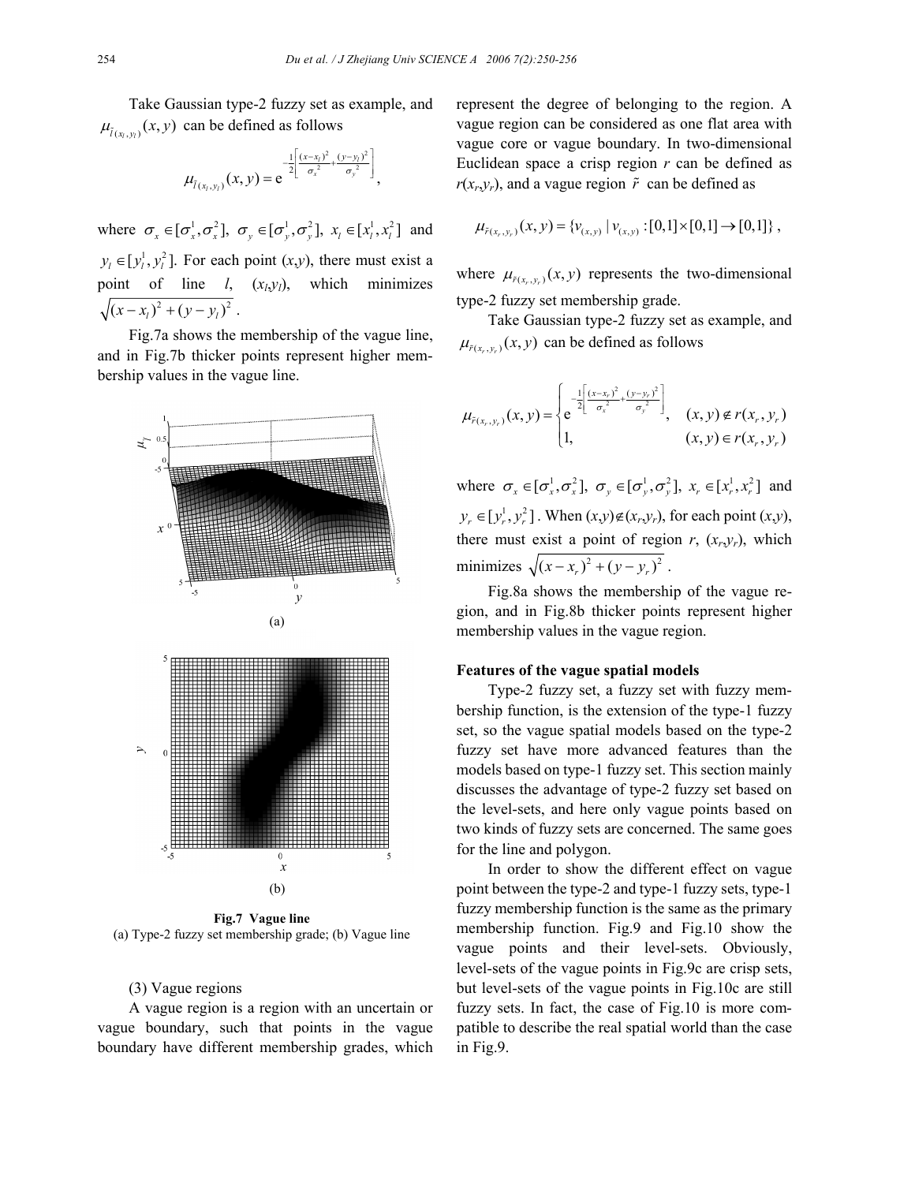Take Gaussian type-2 fuzzy set as example, and $\mu_{\tilde{l}(x_l,y_l)}(x,y)$ can be defined as follows

$$\mu_{\tilde{l}(x_l,y_l)}(x,y) = \mathrm{e}^{-\frac{1}{2}\left[\frac{(x-x_l)^2}{\sigma_x^2}+\frac{(y-y_l)^2}{\sigma_y^2}\right]},$$

where $\sigma_x \in [\sigma_x^1, \sigma_x^2]$, $\sigma_y \in [\sigma_y^1, \sigma_y^2]$, $x_l \in [x_l^1, x_l^2]$ and $y_l \in [y_l^1, y_l^2]$. For each point $(x,y)$, there must exist a point of line $l$, $(x_l,y_l)$, which minimizes $\sqrt{(x-x_l)^2+(y-y_l)^2}$.

Fig.7a shows the membership of the vague line, and in Fig.7b thicker points represent higher membership values in the vague line.

(a)

(b)

**Fig.7 Vague line**
(a) Type-2 fuzzy set membership grade; (b) Vague line

(3) Vague regions

A vague region is a region with an uncertain or vague boundary, such that points in the vague boundary have different membership grades, which represent the degree of belonging to the region. A vague region can be considered as one flat area with vague core or vague boundary. In two-dimensional Euclidean space a crisp region $r$ can be defined as $r(x_r,y_r)$, and a vague region $\tilde{r}$ can be defined as

$$\mu_{\tilde{r}(x_r,y_r)}(x,y) = \{v_{(x,y)} \mid v_{(x,y)} : [0,1]\times[0,1] \to [0,1]\},$$

where $\mu_{\tilde{r}(x_r,y_r)}(x,y)$ represents the two-dimensional type-2 fuzzy set membership grade.

Take Gaussian type-2 fuzzy set as example, and $\mu_{\tilde{r}(x_r,y_r)}(x,y)$ can be defined as follows

$$\mu_{\tilde{r}(x_r,y_r)}(x,y) = \begin{cases} \mathrm{e}^{-\frac{1}{2}\left[\frac{(x-x_r)^2}{\sigma_x^2}+\frac{(y-y_r)^2}{\sigma_y^2}\right]}, & (x,y) \notin r(x_r,y_r) \\ 1, & (x,y) \in r(x_r,y_r) \end{cases}$$

where $\sigma_x \in [\sigma_x^1, \sigma_x^2]$, $\sigma_y \in [\sigma_y^1, \sigma_y^2]$, $x_r \in [x_r^1, x_r^2]$ and $y_r \in [y_r^1, y_r^2]$. When $(x,y) \notin (x_r,y_r)$, for each point $(x,y)$, there must exist a point of region $r$, $(x_r,y_r)$, which minimizes $\sqrt{(x-x_r)^2+(y-y_r)^2}$.

Fig.8a shows the membership of the vague region, and in Fig.8b thicker points represent higher membership values in the vague region.

**Features of the vague spatial models**

Type-2 fuzzy set, a fuzzy set with fuzzy membership function, is the extension of the type-1 fuzzy set, so the vague spatial models based on the type-2 fuzzy set have more advanced features than the models based on type-1 fuzzy set. This section mainly discusses the advantage of type-2 fuzzy set based on the level-sets, and here only vague points based on two kinds of fuzzy sets are concerned. The same goes for the line and polygon.

In order to show the different effect on vague point between the type-2 and type-1 fuzzy sets, type-1 fuzzy membership function is the same as the primary membership function. Fig.9 and Fig.10 show the vague points and their level-sets. Obviously, level-sets of the vague points in Fig.9c are crisp sets, but level-sets of the vague points in Fig.10c are still fuzzy sets. In fact, the case of Fig.10 is more compatible to describe the real spatial world than the case in Fig.9.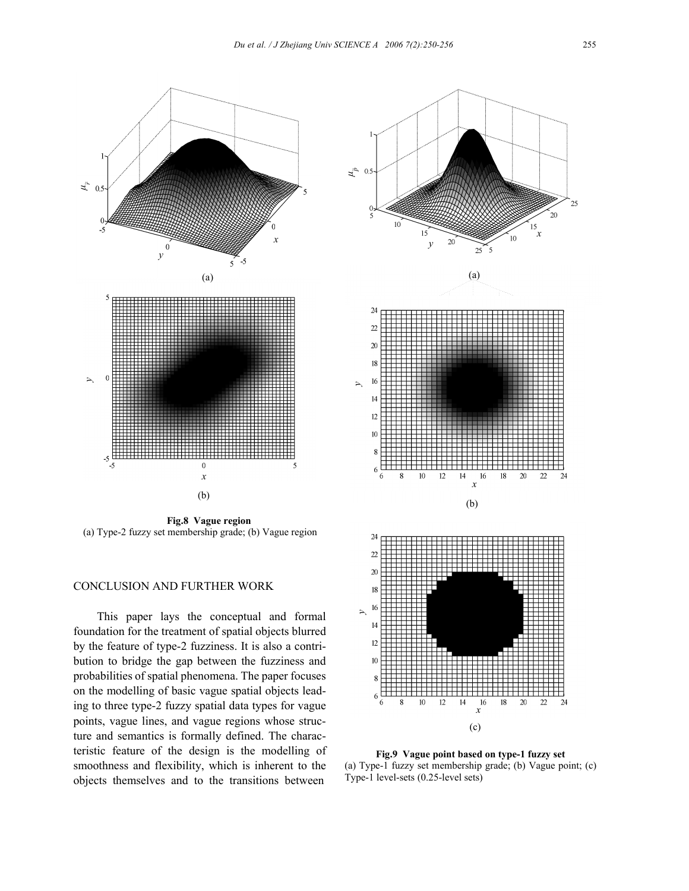**Fig.8 Vague region**
(a) Type-2 fuzzy set membership grade; (b) Vague region

## CONCLUSION AND FURTHER WORK

This paper lays the conceptual and formal foundation for the treatment of spatial objects blurred by the feature of type-2 fuzziness. It is also a contribution to bridge the gap between the fuzziness and probabilities of spatial phenomena. The paper focuses on the modelling of basic vague spatial objects leading to three type-2 fuzzy spatial data types for vague points, vague lines, and vague regions whose structure and semantics is formally defined. The characteristic feature of the design is the modelling of smoothness and flexibility, which is inherent to the objects themselves and to the transitions between

**Fig.9 Vague point based on type-1 fuzzy set**
(a) Type-1 fuzzy set membership grade; (b) Vague point; (c) Type-1 level-sets (0.25-level sets)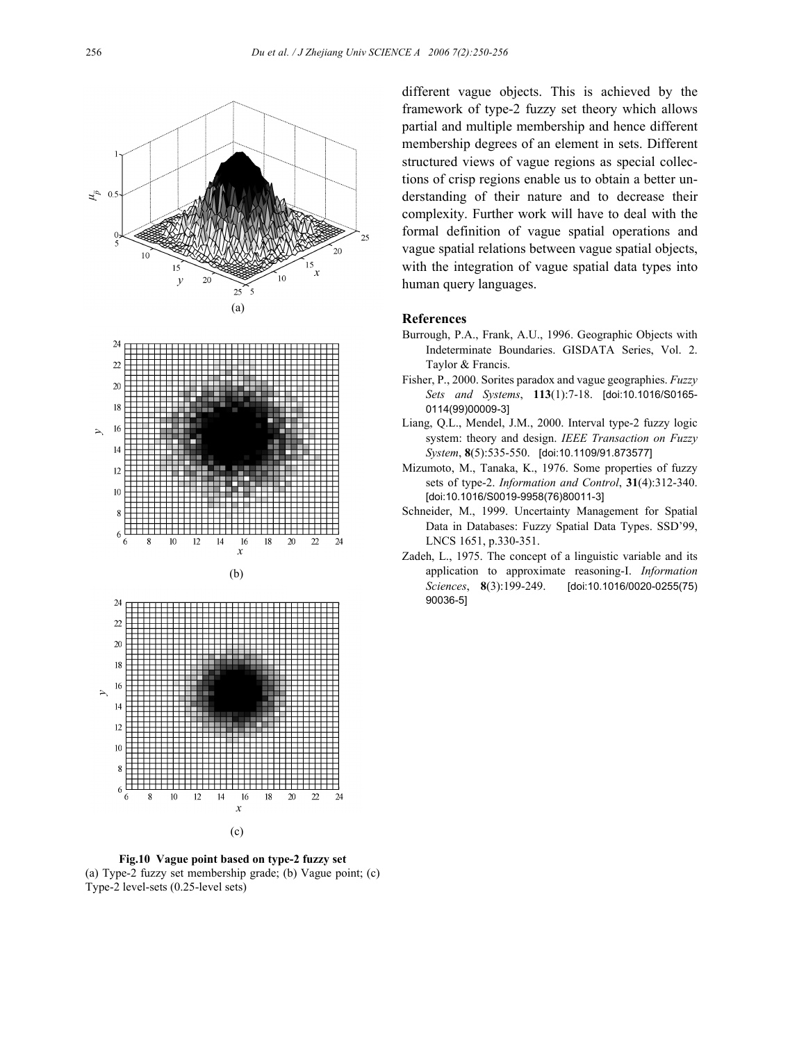(a)

(b)

(c)

**Fig.10 Vague point based on type-2 fuzzy set**
(a) Type-2 fuzzy set membership grade; (b) Vague point; (c) Type-2 level-sets (0.25-level sets)

different vague objects. This is achieved by the framework of type-2 fuzzy set theory which allows partial and multiple membership and hence different membership degrees of an element in sets. Different structured views of vague regions as special collections of crisp regions enable us to obtain a better understanding of their nature and to decrease their complexity. Further work will have to deal with the formal definition of vague spatial operations and vague spatial relations between vague spatial objects, with the integration of vague spatial data types into human query languages.

## References

Burrough, P.A., Frank, A.U., 1996. Geographic Objects with Indeterminate Boundaries. GISDATA Series, Vol. 2. Taylor & Francis.

Fisher, P., 2000. Sorites paradox and vague geographies. *Fuzzy Sets and Systems*, **113**(1):7-18. [doi:10.1016/S0165-0114(99)00009-3]

Liang, Q.L., Mendel, J.M., 2000. Interval type-2 fuzzy logic system: theory and design. *IEEE Transaction on Fuzzy System*, **8**(5):535-550. [doi:10.1109/91.873577]

Mizumoto, M., Tanaka, K., 1976. Some properties of fuzzy sets of type-2. *Information and Control*, **31**(4):312-340. [doi:10.1016/S0019-9958(76)80011-3]

Schneider, M., 1999. Uncertainty Management for Spatial Data in Databases: Fuzzy Spatial Data Types. SSD'99, LNCS 1651, p.330-351.

Zadeh, L., 1975. The concept of a linguistic variable and its application to approximate reasoning-I. *Information Sciences*, **8**(3):199-249. [doi:10.1016/0020-0255(75)90036-5]